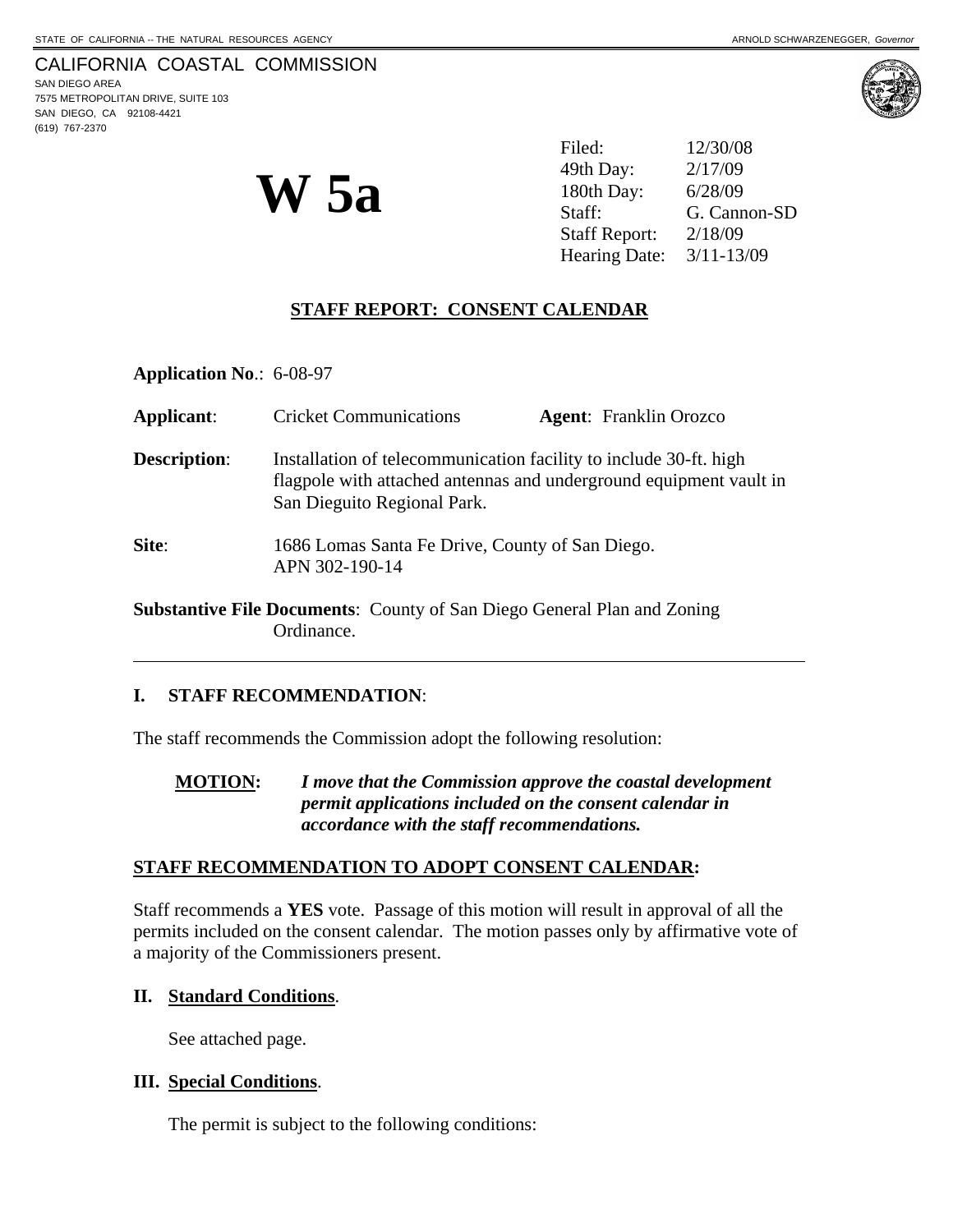STATE OF CALIFORNIA -- THE NATURAL RESOURCES AGENCY — ARNOLD SCHWARZENEGGER, *Governor*

CALIFORNIA COASTAL COMMISSION
SAN DIEGO AREA
7575 METROPOLITAN DRIVE, SUITE 103
SAN DIEGO, CA 92108-4421
(619) 767-2370

# W 5a

| | |
|---|---|
| Filed: | 12/30/08 |
| 49th Day: | 2/17/09 |
| 180th Day: | 6/28/09 |
| Staff: | G. Cannon-SD |
| Staff Report: | 2/18/09 |
| Hearing Date: | 3/11-13/09 |

## STAFF REPORT: CONSENT CALENDAR

**Application No**.: 6-08-97

**Applicant**: Cricket Communications **Agent**: Franklin Orozco

**Description**: Installation of telecommunication facility to include 30-ft. high flagpole with attached antennas and underground equipment vault in San Dieguito Regional Park.

**Site**: 1686 Lomas Santa Fe Drive, County of San Diego. APN 302-190-14

**Substantive File Documents**: County of San Diego General Plan and Zoning Ordinance.

---

### I. STAFF RECOMMENDATION:

The staff recommends the Commission adopt the following resolution:

**MOTION:** ***I move that the Commission approve the coastal development permit applications included on the consent calendar in accordance with the staff recommendations.***

**STAFF RECOMMENDATION TO ADOPT CONSENT CALENDAR:**

Staff recommends a **YES** vote. Passage of this motion will result in approval of all the permits included on the consent calendar. The motion passes only by affirmative vote of a majority of the Commissioners present.

### II. Standard Conditions.

See attached page.

### III. Special Conditions.

The permit is subject to the following conditions: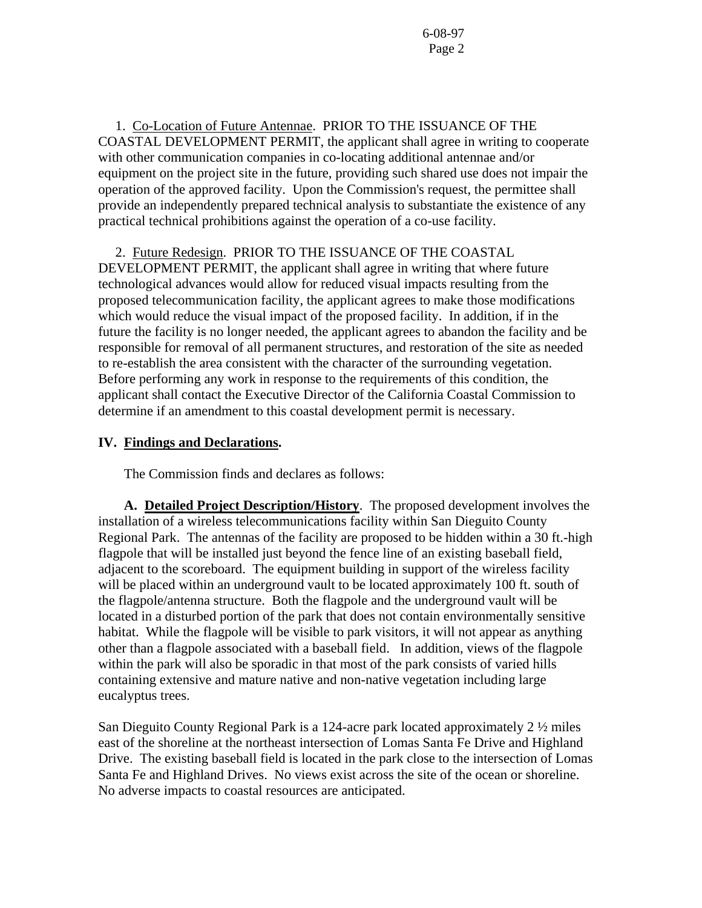1. Co-Location of Future Antennae. PRIOR TO THE ISSUANCE OF THE COASTAL DEVELOPMENT PERMIT, the applicant shall agree in writing to cooperate with other communication companies in co-locating additional antennae and/or equipment on the project site in the future, providing such shared use does not impair the operation of the approved facility. Upon the Commission's request, the permittee shall provide an independently prepared technical analysis to substantiate the existence of any practical technical prohibitions against the operation of a co-use facility.

2. Future Redesign. PRIOR TO THE ISSUANCE OF THE COASTAL DEVELOPMENT PERMIT, the applicant shall agree in writing that where future technological advances would allow for reduced visual impacts resulting from the proposed telecommunication facility, the applicant agrees to make those modifications which would reduce the visual impact of the proposed facility. In addition, if in the future the facility is no longer needed, the applicant agrees to abandon the facility and be responsible for removal of all permanent structures, and restoration of the site as needed to re-establish the area consistent with the character of the surrounding vegetation. Before performing any work in response to the requirements of this condition, the applicant shall contact the Executive Director of the California Coastal Commission to determine if an amendment to this coastal development permit is necessary.

## IV. Findings and Declarations.

The Commission finds and declares as follows:

**A. Detailed Project Description/History**. The proposed development involves the installation of a wireless telecommunications facility within San Dieguito County Regional Park. The antennas of the facility are proposed to be hidden within a 30 ft.-high flagpole that will be installed just beyond the fence line of an existing baseball field, adjacent to the scoreboard. The equipment building in support of the wireless facility will be placed within an underground vault to be located approximately 100 ft. south of the flagpole/antenna structure. Both the flagpole and the underground vault will be located in a disturbed portion of the park that does not contain environmentally sensitive habitat. While the flagpole will be visible to park visitors, it will not appear as anything other than a flagpole associated with a baseball field. In addition, views of the flagpole within the park will also be sporadic in that most of the park consists of varied hills containing extensive and mature native and non-native vegetation including large eucalyptus trees.

San Dieguito County Regional Park is a 124-acre park located approximately 2 ½ miles east of the shoreline at the northeast intersection of Lomas Santa Fe Drive and Highland Drive. The existing baseball field is located in the park close to the intersection of Lomas Santa Fe and Highland Drives. No views exist across the site of the ocean or shoreline. No adverse impacts to coastal resources are anticipated.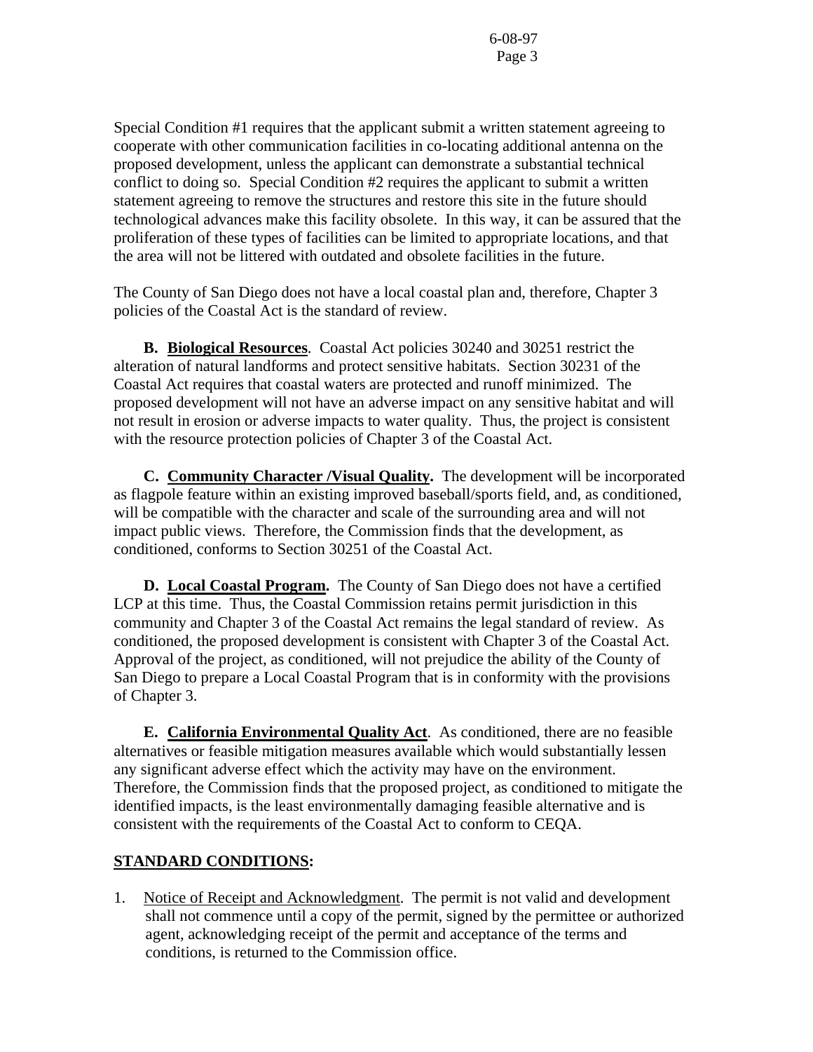Special Condition #1 requires that the applicant submit a written statement agreeing to cooperate with other communication facilities in co-locating additional antenna on the proposed development, unless the applicant can demonstrate a substantial technical conflict to doing so. Special Condition #2 requires the applicant to submit a written statement agreeing to remove the structures and restore this site in the future should technological advances make this facility obsolete. In this way, it can be assured that the proliferation of these types of facilities can be limited to appropriate locations, and that the area will not be littered with outdated and obsolete facilities in the future.

The County of San Diego does not have a local coastal plan and, therefore, Chapter 3 policies of the Coastal Act is the standard of review.

**B. Biological Resources**. Coastal Act policies 30240 and 30251 restrict the alteration of natural landforms and protect sensitive habitats. Section 30231 of the Coastal Act requires that coastal waters are protected and runoff minimized. The proposed development will not have an adverse impact on any sensitive habitat and will not result in erosion or adverse impacts to water quality. Thus, the project is consistent with the resource protection policies of Chapter 3 of the Coastal Act.

**C. Community Character /Visual Quality.** The development will be incorporated as flagpole feature within an existing improved baseball/sports field, and, as conditioned, will be compatible with the character and scale of the surrounding area and will not impact public views. Therefore, the Commission finds that the development, as conditioned, conforms to Section 30251 of the Coastal Act.

**D. Local Coastal Program.** The County of San Diego does not have a certified LCP at this time. Thus, the Coastal Commission retains permit jurisdiction in this community and Chapter 3 of the Coastal Act remains the legal standard of review. As conditioned, the proposed development is consistent with Chapter 3 of the Coastal Act. Approval of the project, as conditioned, will not prejudice the ability of the County of San Diego to prepare a Local Coastal Program that is in conformity with the provisions of Chapter 3.

**E. California Environmental Quality Act**. As conditioned, there are no feasible alternatives or feasible mitigation measures available which would substantially lessen any significant adverse effect which the activity may have on the environment. Therefore, the Commission finds that the proposed project, as conditioned to mitigate the identified impacts, is the least environmentally damaging feasible alternative and is consistent with the requirements of the Coastal Act to conform to CEQA.

**STANDARD CONDITIONS:**

1. Notice of Receipt and Acknowledgment. The permit is not valid and development shall not commence until a copy of the permit, signed by the permittee or authorized agent, acknowledging receipt of the permit and acceptance of the terms and conditions, is returned to the Commission office.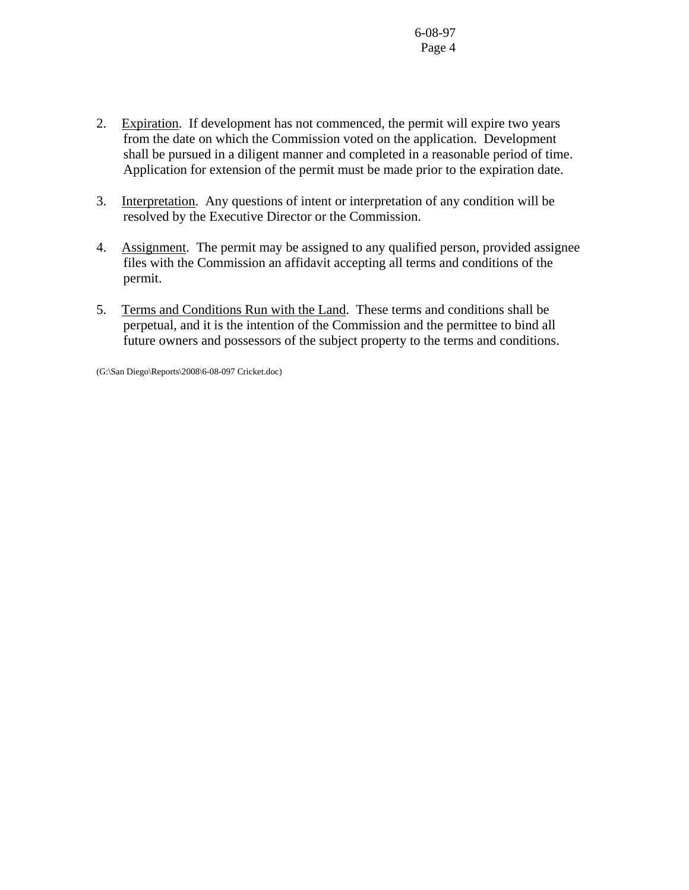2. Expiration. If development has not commenced, the permit will expire two years from the date on which the Commission voted on the application. Development shall be pursued in a diligent manner and completed in a reasonable period of time. Application for extension of the permit must be made prior to the expiration date.

3. Interpretation. Any questions of intent or interpretation of any condition will be resolved by the Executive Director or the Commission.

4. Assignment. The permit may be assigned to any qualified person, provided assignee files with the Commission an affidavit accepting all terms and conditions of the permit.

5. Terms and Conditions Run with the Land. These terms and conditions shall be perpetual, and it is the intention of the Commission and the permittee to bind all future owners and possessors of the subject property to the terms and conditions.

(G:\San Diego\Reports\2008\6-08-097 Cricket.doc)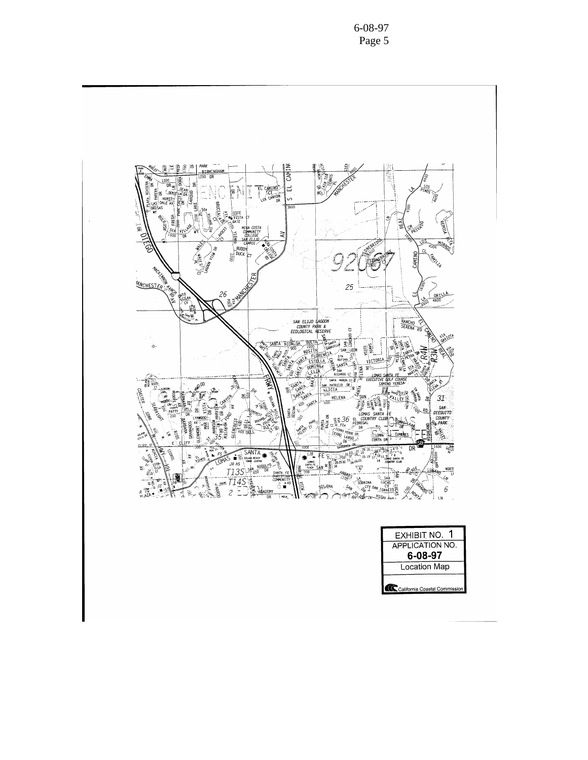EXHIBIT NO. 1

APPLICATION NO.

**6-08-97**

Location Map

California Coastal Commission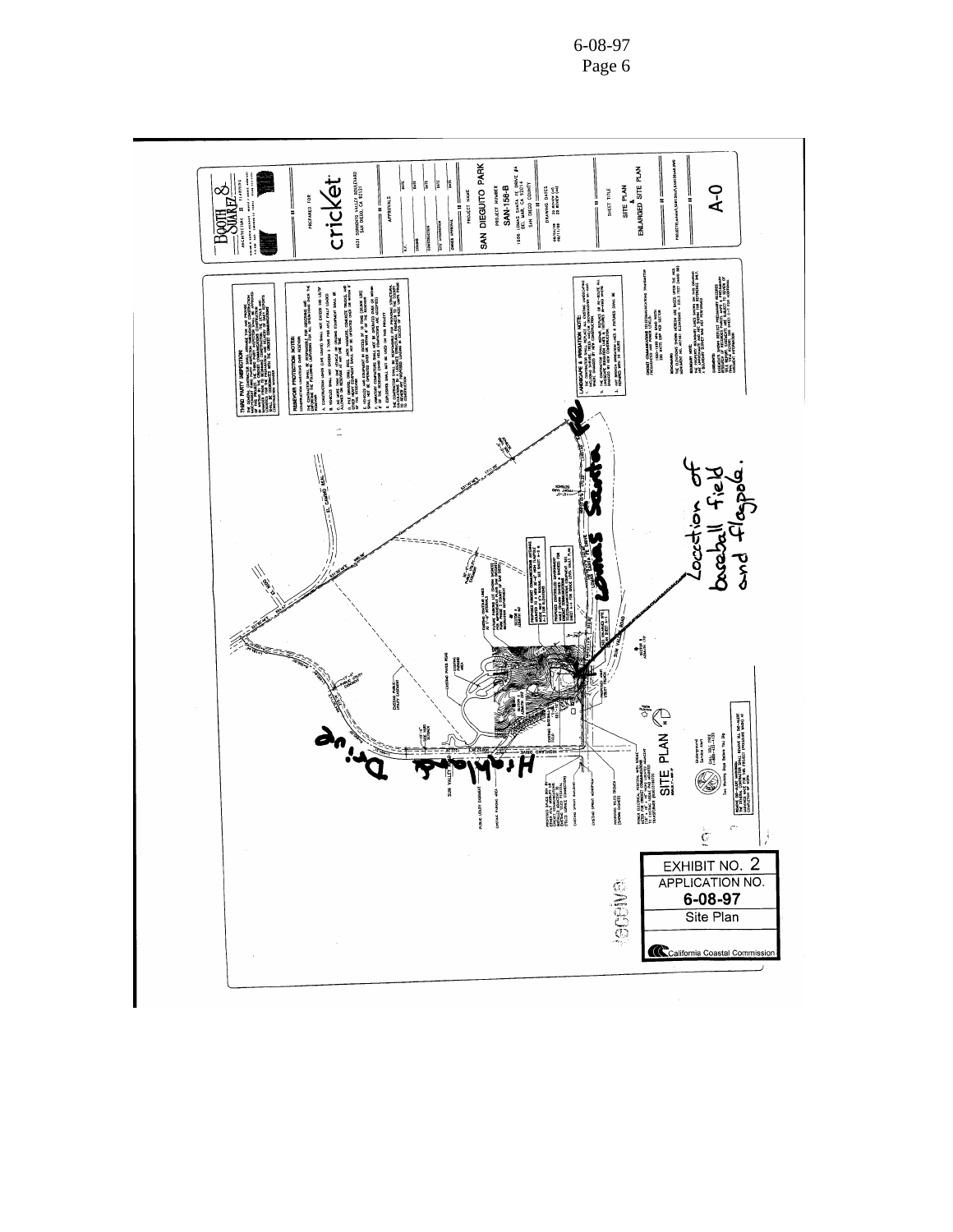**EXHIBIT NO. 2**

**APPLICATION NO.**

**6-08-97**

**Site Plan**

California Coastal Commission

SITE PLAN

Highland Drive

Lomas Santa Fe

Location of baseball field and flagpole.

BOOTH & SUAREZ

PREPARED FOR

cricket

4651 CORONADO VALLEY BOULEVARD SAN DIEGO, CA 92121

APPROVALS

PROJECT NAME

SAN DIEGUITO PARK

PROJECT NUMBER

SAN-158-B

1600 LOMAS SANTA FE DRIVE #A DEL MAR, CA 92014 SAN DIEGO COUNTY

DRAWING DATES

SHEET TITLE

SITE PLAN & ENLARGED SITE PLAN

A-0

THIRD PARTY INSPECTION

RESERVOIR PROTECTION NOTES

LANDSCAPE & IRRIGATION NOTE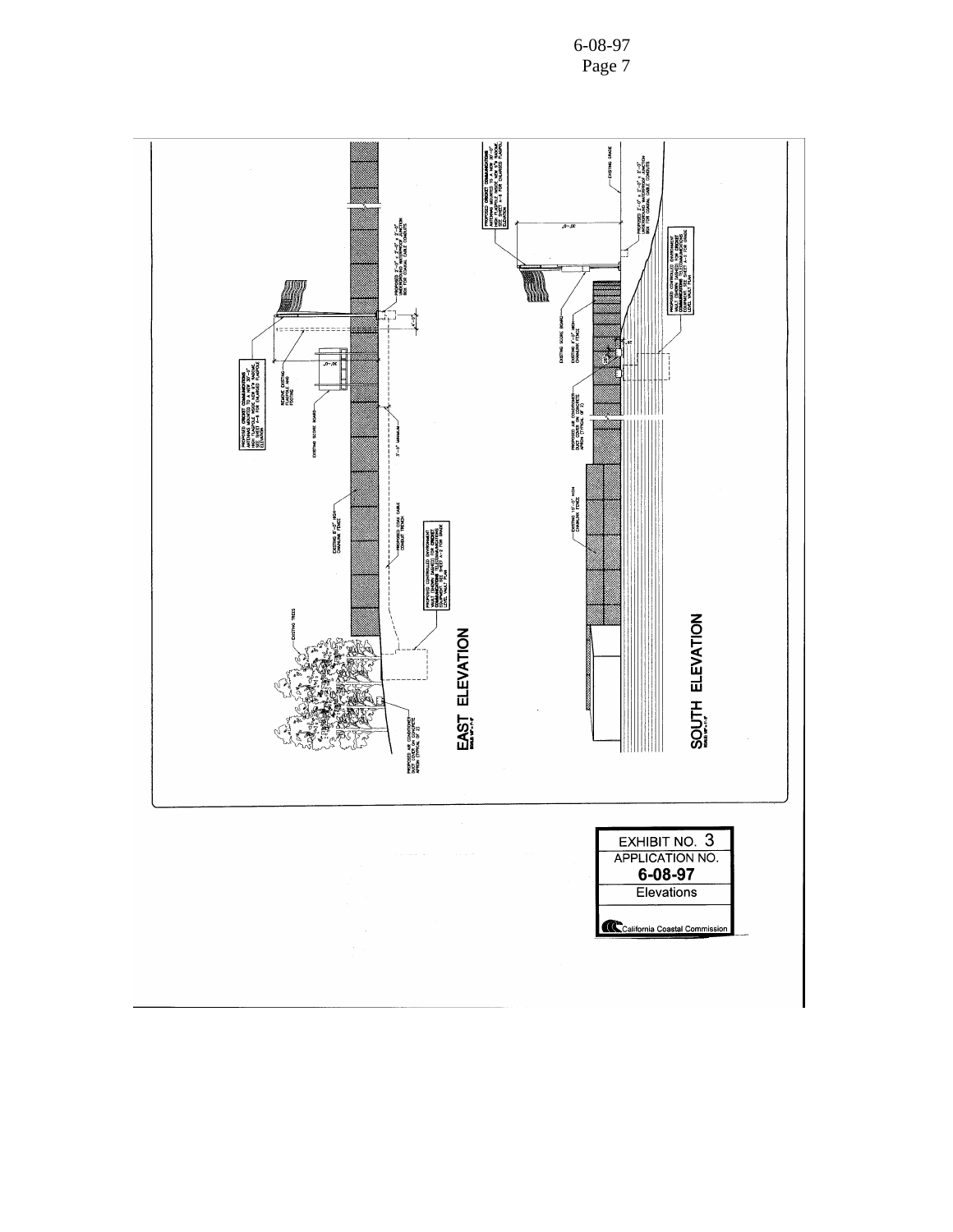EAST ELEVATION

SCALE: 1/8" = 1'-0"

EXISTING TREES

EXISTING 8'-0" HIGH CHAINLINK FENCE

PROPOSED COAX CABLE CONDUIT TRENCH

PROPOSED CONTROLLED ENVIRONMENT VAULT (SHOWN DASHED) FOR SPRINT COMMUNICATIONS TELECOMMUNICATIONS EQUIPMENT. SEE SHEET A-2 FOR GRADE LEVEL VAULT PLAN

PROPOSED AIR CONDITIONER DUCT COVER ON CONCRETE APRON (TYPICAL OF 2)

EXISTING SCORE BOARD

REMOVE EXISTING FLAGPOLE AND FOOTING

PROPOSED SPRINT COMMUNICATIONS ANTENNAS MOUNTED TO A NEW 30'-0" HIGH FLAGPOLE. SEE SHEET A-4 FOR ENLARGED FLAGPOLE ELEVATION

PROPOSED 2'-0" x 2'-0" x 2'-0" UNDERGROUND WATERPROOF JUNCTION BOX FOR COAXIAL CABLE CONDUITS

3'-0" MINIMUM

30'-0"

SOUTH ELEVATION

SCALE: 1/8" = 1'-0"

EXISTING 10'-0" HIGH CHAINLINK FENCE

PROPOSED AIR CONDITIONER DUCT COVER ON CONCRETE APRON (TYPICAL OF 2)

EXISTING 8'-0" HIGH CHAINLINK FENCE

EXISTING SCORE BOARD

PROPOSED SPRINT COMMUNICATIONS ANTENNAS MOUNTED TO A NEW 30'-0" HIGH FLAGPOLE. SEE SHEET A-4 FOR ENLARGED FLAGPOLE ELEVATION

EXISTING GRADE

PROPOSED 2'-0" x 2'-0" x 2'-0" UNDERGROUND WATERPROOF JUNCTION BOX FOR COAXIAL CABLE CONDUITS

PROPOSED CONTROLLED ENVIRONMENT VAULT (SHOWN DASHED) FOR SPRINT COMMUNICATIONS EQUIPMENT. SEE SHEET A-2 FOR GRADE LEVEL VAULT PLAN

30'-0"

EXHIBIT NO. 3

APPLICATION NO.

**6-08-97**

Elevations

California Coastal Commission